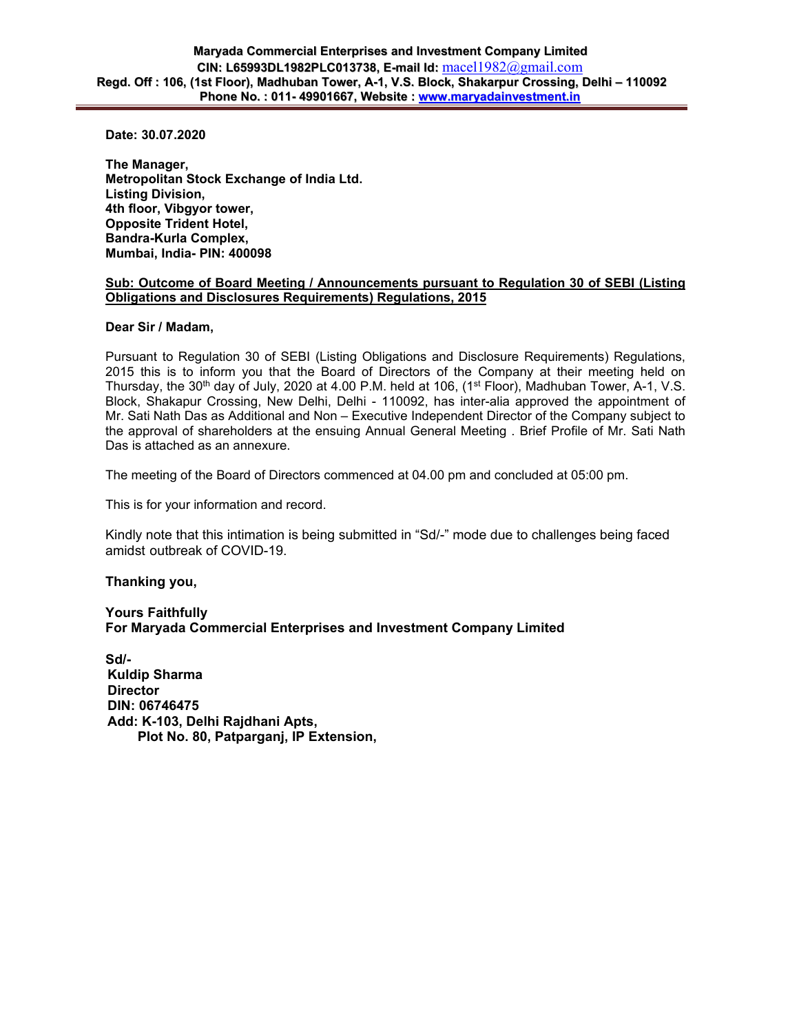**Maryada Commercial Enterprises and Investment Company Limited**
**CIN: L65993DL1982PLC013738, E-mail Id:** macel1982@gmail.com
**Regd. Off : 106, (1st Floor), Madhuban Tower, A-1, V.S. Block, Shakarpur Crossing, Delhi – 110092**
**Phone No. : 011- 49901667, Website : www.maryadainvestment.in**

---

**Date: 30.07.2020**

**The Manager,**
**Metropolitan Stock Exchange of India Ltd.**
**Listing Division,**
**4th floor, Vibgyor tower,**
**Opposite Trident Hotel,**
**Bandra-Kurla Complex,**
**Mumbai, India- PIN: 400098**

**Sub: Outcome of Board Meeting / Announcements pursuant to Regulation 30 of SEBI (Listing Obligations and Disclosures Requirements) Regulations, 2015**

**Dear Sir / Madam,**

Pursuant to Regulation 30 of SEBI (Listing Obligations and Disclosure Requirements) Regulations, 2015 this is to inform you that the Board of Directors of the Company at their meeting held on Thursday, the 30th day of July, 2020 at 4.00 P.M. held at 106, (1st Floor), Madhuban Tower, A-1, V.S. Block, Shakapur Crossing, New Delhi, Delhi - 110092, has inter-alia approved the appointment of Mr. Sati Nath Das as Additional and Non – Executive Independent Director of the Company subject to the approval of shareholders at the ensuing Annual General Meeting . Brief Profile of Mr. Sati Nath Das is attached as an annexure.

The meeting of the Board of Directors commenced at 04.00 pm and concluded at 05:00 pm.

This is for your information and record.

Kindly note that this intimation is being submitted in "Sd/-" mode due to challenges being faced amidst outbreak of COVID-19.

**Thanking you,**

**Yours Faithfully**
**For Maryada Commercial Enterprises and Investment Company Limited**

**Sd/-**
**Kuldip Sharma**
**Director**
**DIN: 06746475**
**Add: K-103, Delhi Rajdhani Apts,**
**Plot No. 80, Patparganj, IP Extension,**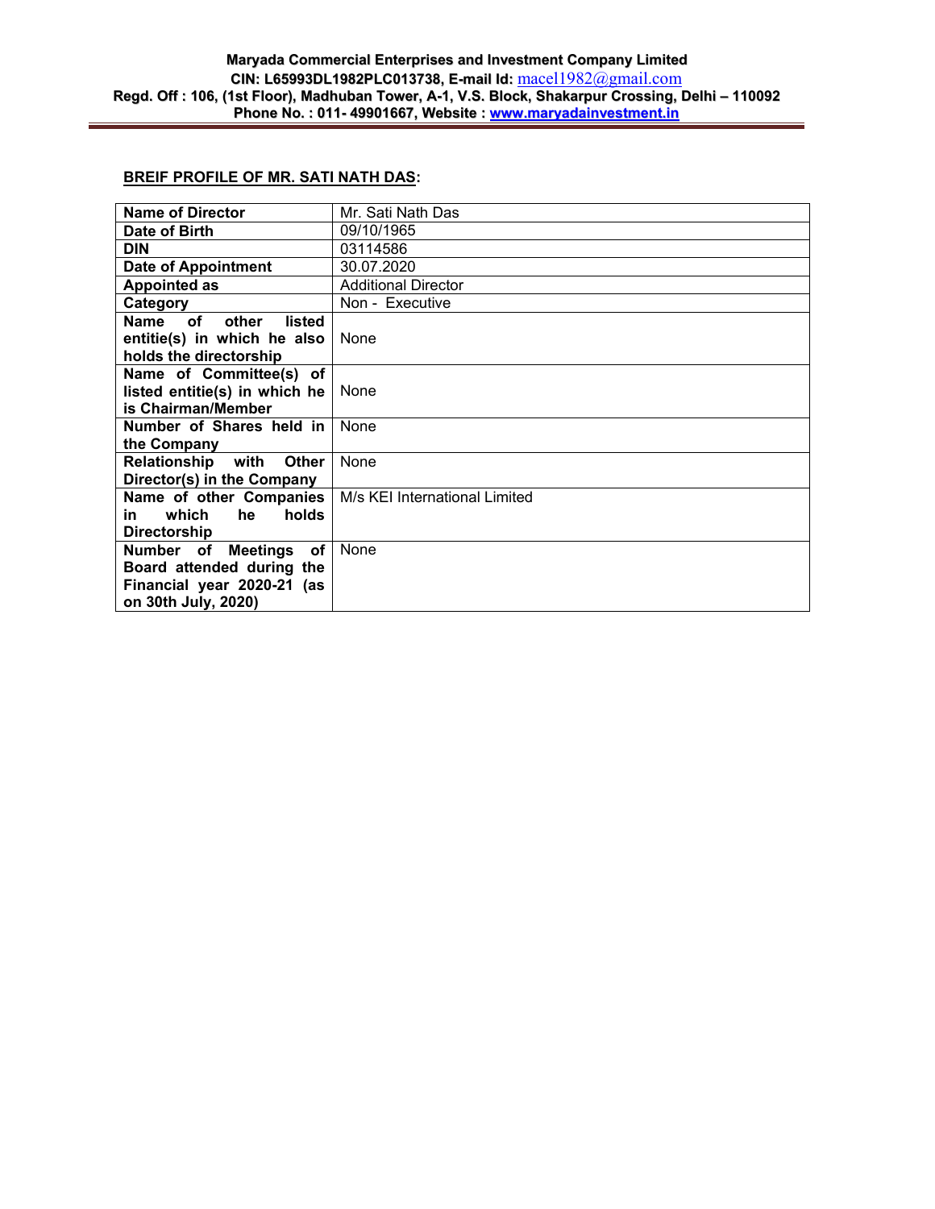**Maryada Commercial Enterprises and Investment Company Limited**
**CIN: L65993DL1982PLC013738, E-mail Id:** macel1982@gmail.com
**Regd. Off : 106, (1st Floor), Madhuban Tower, A-1, V.S. Block, Shakarpur Crossing, Delhi – 110092**
**Phone No. : 011- 49901667, Website : www.maryadainvestment.in**

**BREIF PROFILE OF MR. SATI NATH DAS:**

| | |
|---|---|
| **Name of Director** | Mr. Sati Nath Das |
| **Date of Birth** | 09/10/1965 |
| **DIN** | 03114586 |
| **Date of Appointment** | 30.07.2020 |
| **Appointed as** | Additional Director |
| **Category** | Non - Executive |
| **Name of other listed entitie(s) in which he also holds the directorship** | None |
| **Name of Committee(s) of listed entitie(s) in which he is Chairman/Member** | None |
| **Number of Shares held in the Company** | None |
| **Relationship with Other Director(s) in the Company** | None |
| **Name of other Companies in which he holds Directorship** | M/s KEI International Limited |
| **Number of Meetings of Board attended during the Financial year 2020-21 (as on 30th July, 2020)** | None |